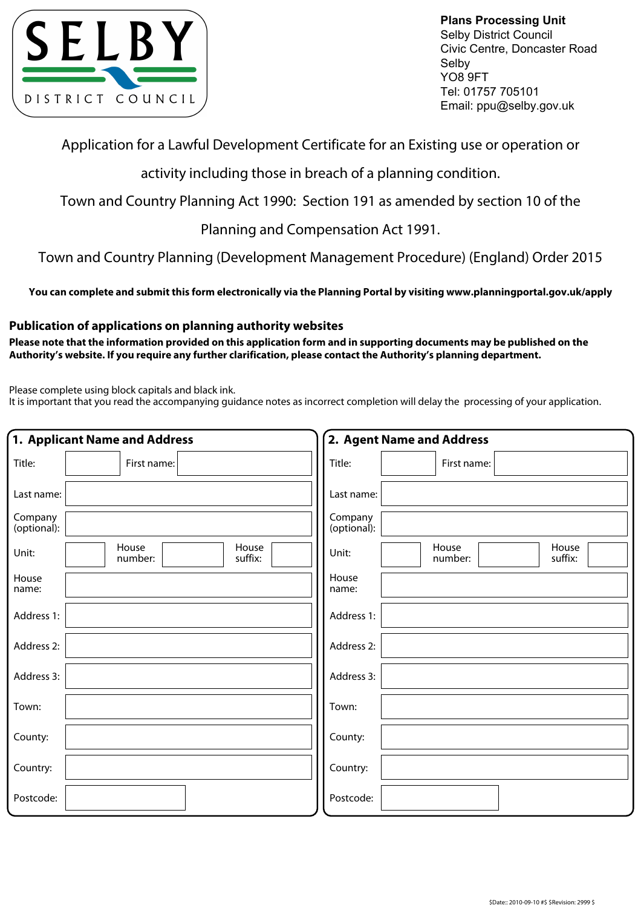SELBY DISTRICT COUNCIL

**Plans Processing Unit**
Selby District Council
Civic Centre, Doncaster Road
Selby
YO8 9FT
Tel: 01757 705101
Email: ppu@selby.gov.uk

# Application for a Lawful Development Certificate for an Existing use or operation or activity including those in breach of a planning condition.

Town and Country Planning Act 1990: Section 191 as amended by section 10 of the Planning and Compensation Act 1991.

Town and Country Planning (Development Management Procedure) (England) Order 2015

**You can complete and submit this form electronically via the Planning Portal by visiting www.planningportal.gov.uk/apply**

## Publication of applications on planning authority websites

**Please note that the information provided on this application form and in supporting documents may be published on the Authority's website. If you require any further clarification, please contact the Authority's planning department.**

Please complete using block capitals and black ink.
It is important that you read the accompanying guidance notes as incorrect completion will delay the processing of your application.

## 1. Applicant Name and Address

| | | | | | |
|---|---|---|---|---|---|
| Title: | | First name: | | | |
| Last name: | | | | | |
| Company (optional): | | | | | |
| Unit: | | House number: | | House suffix: | |
| House name: | | | | | |
| Address 1: | | | | | |
| Address 2: | | | | | |
| Address 3: | | | | | |
| Town: | | | | | |
| County: | | | | | |
| Country: | | | | | |
| Postcode: | | | | | |

## 2. Agent Name and Address

| | | | | | |
|---|---|---|---|---|---|
| Title: | | First name: | | | |
| Last name: | | | | | |
| Company (optional): | | | | | |
| Unit: | | House number: | | House suffix: | |
| House name: | | | | | |
| Address 1: | | | | | |
| Address 2: | | | | | |
| Address 3: | | | | | |
| Town: | | | | | |
| County: | | | | | |
| Country: | | | | | |
| Postcode: | | | | | |

$Date:: 2010-09-10 #$ $Revision: 2999 $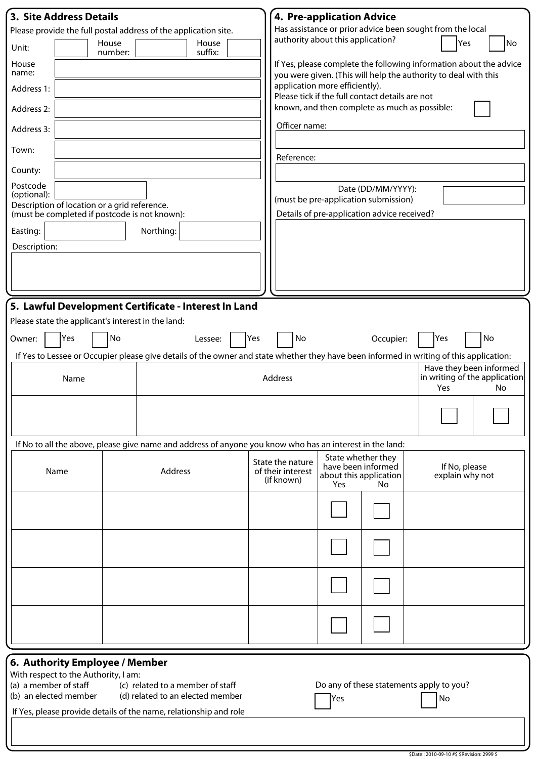## 3. Site Address Details

Please provide the full postal address of the application site.

Unit: House number: House suffix:

House name:

Address 1:

Address 2:

Address 3:

Town:

County:

Postcode (optional):

Description of location or a grid reference. (must be completed if postcode is not known):

Easting: Northing:

Description:

## 4. Pre-application Advice

Has assistance or prior advice been sought from the local authority about this application? ☐ Yes ☐ No

If Yes, please complete the following information about the advice you were given. (This will help the authority to deal with this application more efficiently).

Please tick if the full contact details are not known, and then complete as much as possible: ☐

Officer name:

Reference:

Date (DD/MM/YYYY): (must be pre-application submission)

Details of pre-application advice received?

## 5. Lawful Development Certificate - Interest In Land

Please state the applicant's interest in the land:

Owner: ☐ Yes ☐ No Lessee: ☐ Yes ☐ No Occupier: ☐ Yes ☐ No

If Yes to Lessee or Occupier please give details of the owner and state whether they have been informed in writing of this application:

| Name | Address | Have they been informed in writing of the application | |
|---|---|---|---|
| | | Yes | No |
| | | ☐ | ☐ |

If No to all the above, please give name and address of anyone you know who has an interest in the land:

| Name | Address | State the nature of their interest (if known) | State whether they have been informed about this application | | If No, please explain why not |
|---|---|---|---|---|---|
| | | | Yes | No | |
| | | | ☐ | ☐ | |
| | | | ☐ | ☐ | |
| | | | ☐ | ☐ | |
| | | | ☐ | ☐ | |

## 6. Authority Employee / Member

With respect to the Authority, I am:

(a) a member of staff
(b) an elected member
(c) related to a member of staff
(d) related to an elected member

Do any of these statements apply to you? ☐ Yes ☐ No

If Yes, please provide details of the name, relationship and role

$Date:: 2010-09-10 #$ $Revision: 2999 $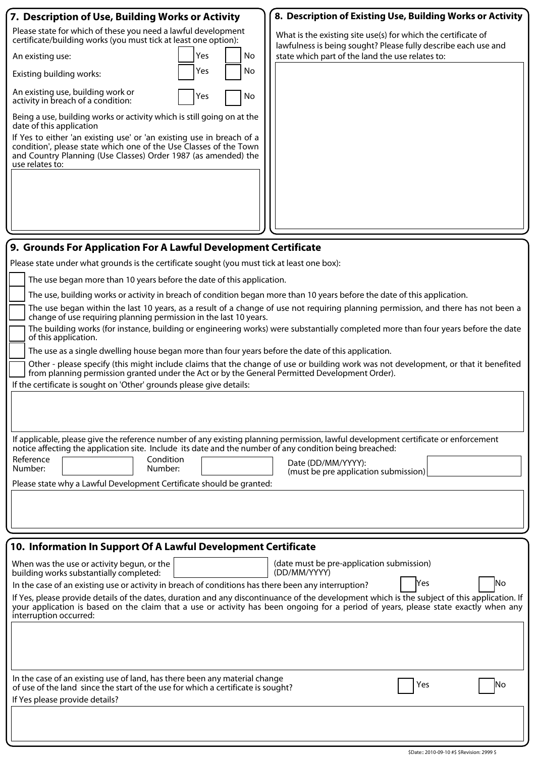## 7. Description of Use, Building Works or Activity

Please state for which of these you need a lawful development certificate/building works (you must tick at least one option):

| | | |
|---|---|---|
| An existing use: | ☐ Yes | ☐ No |
| Existing building works: | ☐ Yes | ☐ No |
| An existing use, building work or activity in breach of a condition: | ☐ Yes | ☐ No |

Being a use, building works or activity which is still going on at the date of this application

If Yes to either 'an existing use' or 'an existing use in breach of a condition', please state which one of the Use Classes of the Town and Country Planning (Use Classes) Order 1987 (as amended) the use relates to:

## 8. Description of Existing Use, Building Works or Activity

What is the existing site use(s) for which the certificate of lawfulness is being sought? Please fully describe each use and state which part of the land the use relates to:

## 9. Grounds For Application For A Lawful Development Certificate

Please state under what grounds is the certificate sought (you must tick at least one box):

- ☐ The use began more than 10 years before the date of this application.
- ☐ The use, building works or activity in breach of condition began more than 10 years before the date of this application.
- ☐ The use began within the last 10 years, as a result of a change of use not requiring planning permission, and there has not been a change of use requiring planning permission in the last 10 years.
- ☐ The building works (for instance, building or engineering works) were substantially completed more than four years before the date of this application.
- ☐ The use as a single dwelling house began more than four years before the date of this application.
- ☐ Other - please specify (this might include claims that the change of use or building work was not development, or that it benefited from planning permission granted under the Act or by the General Permitted Development Order).

If the certificate is sought on 'Other' grounds please give details:

If applicable, please give the reference number of any existing planning permission, lawful development certificate or enforcement notice affecting the application site. Include its date and the number of any condition being breached:

Reference Number: &nbsp;&nbsp;&nbsp; Condition Number: &nbsp;&nbsp;&nbsp; Date (DD/MM/YYYY): (must be pre application submission)

Please state why a Lawful Development Certificate should be granted:

## 10. Information In Support Of A Lawful Development Certificate

When was the use or activity begun, or the building works substantially completed: &nbsp;&nbsp;&nbsp; (date must be pre-application submission) (DD/MM/YYYY)

In the case of an existing use or activity in breach of conditions has there been any interruption? ☐ Yes ☐ No

If Yes, please provide details of the dates, duration and any discontinuance of the development which is the subject of this application. If your application is based on the claim that a use or activity has been ongoing for a period of years, please state exactly when any interruption occurred:

In the case of an existing use of land, has there been any material change of use of the land since the start of the use for which a certificate is sought? ☐ Yes ☐ No

If Yes please provide details?

$Date:: 2010-09-10 #$ $Revision: 2999 $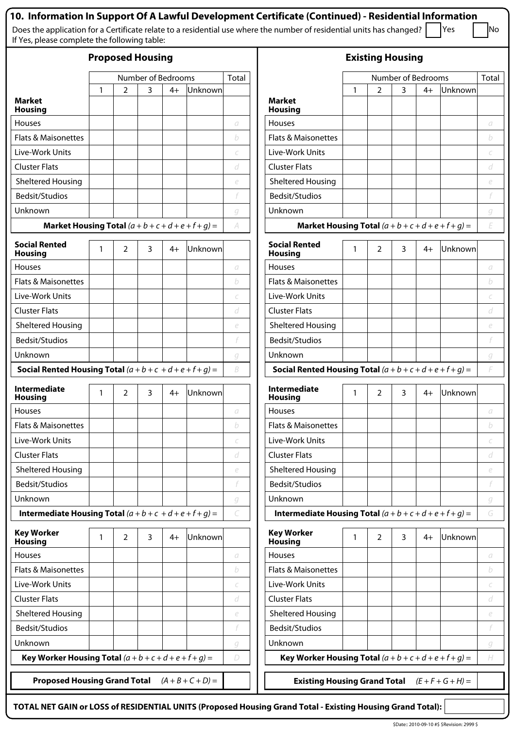## 10. Information In Support Of A Lawful Development Certificate (Continued) - Residential Information

Does the application for a Certificate relate to a residential use where the number of residential units has changed? ☐ Yes ☐ No

If Yes, please complete the following table:

### Proposed Housing

| Market Housing | 1 | 2 | 3 | 4+ | Unknown | Total |
|---|---|---|---|---|---|---|
| Houses | | | | | | *a* |
| Flats & Maisonettes | | | | | | *b* |
| Live-Work Units | | | | | | *c* |
| Cluster Flats | | | | | | *d* |
| Sheltered Housing | | | | | | *e* |
| Bedsit/Studios | | | | | | *f* |
| Unknown | | | | | | *g* |
| **Market Housing Total** $(a + b + c + d + e + f + g) =$ | | | | | | *A* |

| Social Rented Housing | 1 | 2 | 3 | 4+ | Unknown | Total |
|---|---|---|---|---|---|---|
| Houses | | | | | | *a* |
| Flats & Maisonettes | | | | | | *b* |
| Live-Work Units | | | | | | *c* |
| Cluster Flats | | | | | | *d* |
| Sheltered Housing | | | | | | *e* |
| Bedsit/Studios | | | | | | *f* |
| Unknown | | | | | | *g* |
| **Social Rented Housing Total** $(a + b + c + d + e + f + g) =$ | | | | | | *B* |

| Intermediate Housing | 1 | 2 | 3 | 4+ | Unknown | Total |
|---|---|---|---|---|---|---|
| Houses | | | | | | *a* |
| Flats & Maisonettes | | | | | | *b* |
| Live-Work Units | | | | | | *c* |
| Cluster Flats | | | | | | *d* |
| Sheltered Housing | | | | | | *e* |
| Bedsit/Studios | | | | | | *f* |
| Unknown | | | | | | *g* |
| **Intermediate Housing Total** $(a + b + c + d + e + f + g) =$ | | | | | | *C* |

| Key Worker Housing | 1 | 2 | 3 | 4+ | Unknown | Total |
|---|---|---|---|---|---|---|
| Houses | | | | | | *a* |
| Flats & Maisonettes | | | | | | *b* |
| Live-Work Units | | | | | | *c* |
| Cluster Flats | | | | | | *d* |
| Sheltered Housing | | | | | | *e* |
| Bedsit/Studios | | | | | | *f* |
| Unknown | | | | | | *g* |
| **Key Worker Housing Total** $(a + b + c + d + e + f + g) =$ | | | | | | *D* |

**Proposed Housing Grand Total** $(A + B + C + D) =$ ______

### Existing Housing

| Market Housing | 1 | 2 | 3 | 4+ | Unknown | Total |
|---|---|---|---|---|---|---|
| Houses | | | | | | *a* |
| Flats & Maisonettes | | | | | | *b* |
| Live-Work Units | | | | | | *c* |
| Cluster Flats | | | | | | *d* |
| Sheltered Housing | | | | | | *e* |
| Bedsit/Studios | | | | | | *f* |
| Unknown | | | | | | *g* |
| **Market Housing Total** $(a + b + c + d + e + f + g) =$ | | | | | | *E* |

| Social Rented Housing | 1 | 2 | 3 | 4+ | Unknown | Total |
|---|---|---|---|---|---|---|
| Houses | | | | | | *a* |
| Flats & Maisonettes | | | | | | *b* |
| Live-Work Units | | | | | | *c* |
| Cluster Flats | | | | | | *d* |
| Sheltered Housing | | | | | | *e* |
| Bedsit/Studios | | | | | | *f* |
| Unknown | | | | | | *g* |
| **Social Rented Housing Total** $(a + b + c + d + e + f + g) =$ | | | | | | *F* |

| Intermediate Housing | 1 | 2 | 3 | 4+ | Unknown | Total |
|---|---|---|---|---|---|---|
| Houses | | | | | | *a* |
| Flats & Maisonettes | | | | | | *b* |
| Live-Work Units | | | | | | *c* |
| Cluster Flats | | | | | | *d* |
| Sheltered Housing | | | | | | *e* |
| Bedsit/Studios | | | | | | *f* |
| Unknown | | | | | | *g* |
| **Intermediate Housing Total** $(a + b + c + d + e + f + g) =$ | | | | | | *G* |

| Key Worker Housing | 1 | 2 | 3 | 4+ | Unknown | Total |
|---|---|---|---|---|---|---|
| Houses | | | | | | *a* |
| Flats & Maisonettes | | | | | | *b* |
| Live-Work Units | | | | | | *c* |
| Cluster Flats | | | | | | *d* |
| Sheltered Housing | | | | | | *e* |
| Bedsit/Studios | | | | | | *f* |
| Unknown | | | | | | *g* |
| **Key Worker Housing Total** $(a + b + c + d + e + f + g) =$ | | | | | | *H* |

**Existing Housing Grand Total** $(E + F + G + H) =$ ______

**TOTAL NET GAIN or LOSS of RESIDENTIAL UNITS (Proposed Housing Grand Total - Existing Housing Grand Total):** ______

$Date:: 2010-09-10 #$ $Revision: 2999 $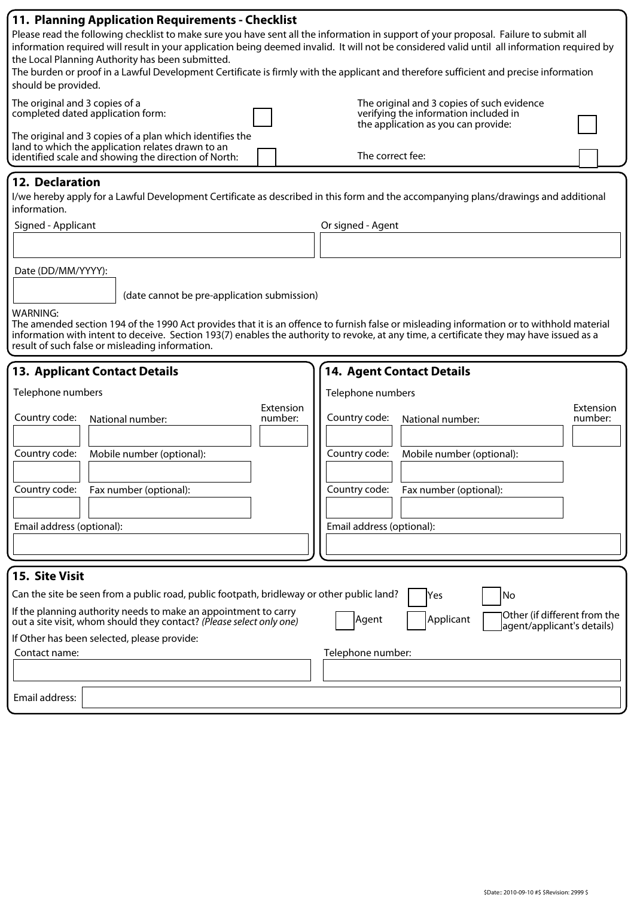## 11. Planning Application Requirements - Checklist

Please read the following checklist to make sure you have sent all the information in support of your proposal. Failure to submit all information required will result in your application being deemed invalid. It will not be considered valid until all information required by the Local Planning Authority has been submitted.

The burden or proof in a Lawful Development Certificate is firmly with the applicant and therefore sufficient and precise information should be provided.

- The original and 3 copies of a completed dated application form: ☐
- The original and 3 copies of a plan which identifies the land to which the application relates drawn to an identified scale and showing the direction of North: ☐
- The original and 3 copies of such evidence verifying the information included in the application as you can provide: ☐
- The correct fee: ☐

## 12. Declaration

I/we hereby apply for a Lawful Development Certificate as described in this form and the accompanying plans/drawings and additional information.

Signed - Applicant: ______________________

Or signed - Agent: ______________________

Date (DD/MM/YYYY): __________ (date cannot be pre-application submission)

WARNING:
The amended section 194 of the 1990 Act provides that it is an offence to furnish false or misleading information or to withhold material information with intent to deceive. Section 193(7) enables the authority to revoke, at any time, a certificate they may have issued as a result of such false or misleading information.

## 13. Applicant Contact Details

Telephone numbers

| Country code: | National number: | Extension number: |
|---|---|---|
| | | |

| Country code: | Mobile number (optional): |
|---|---|
| | |

| Country code: | Fax number (optional): |
|---|---|
| | |

Email address (optional): ______________________

## 14. Agent Contact Details

Telephone numbers

| Country code: | National number: | Extension number: |
|---|---|---|
| | | |

| Country code: | Mobile number (optional): |
|---|---|
| | |

| Country code: | Fax number (optional): |
|---|---|
| | |

Email address (optional): ______________________

## 15. Site Visit

Can the site be seen from a public road, public footpath, bridleway or other public land? ☐ Yes ☐ No

If the planning authority needs to make an appointment to carry out a site visit, whom should they contact? *(Please select only one)* ☐ Agent ☐ Applicant ☐ Other (if different from the agent/applicant's details)

If Other has been selected, please provide:

Contact name: ______________________

Telephone number: ______________________

Email address: ______________________

$Date:: 2010-09-10 #$ $Revision: 2999 $